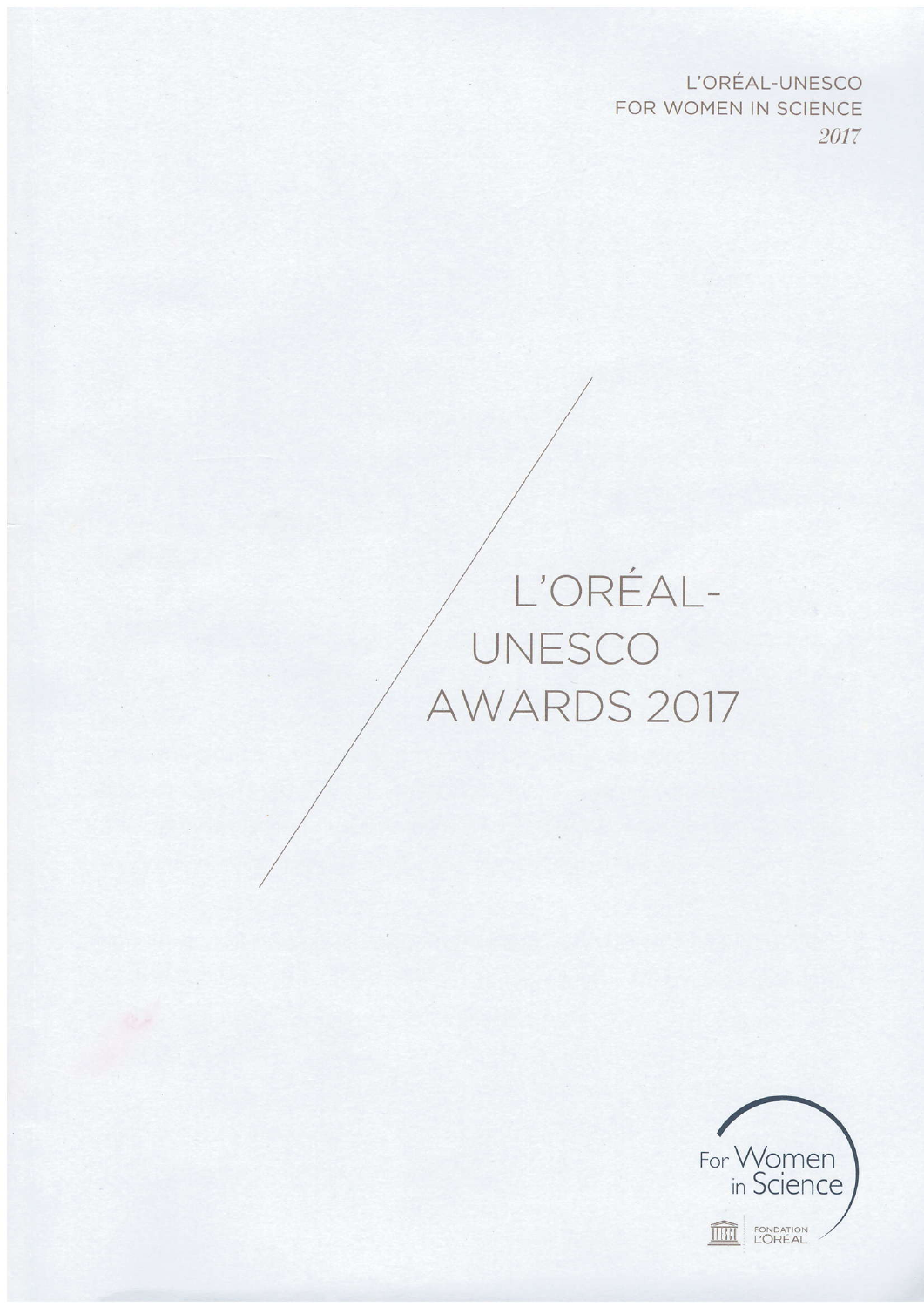L'ORÉAL-UNESCO
FOR WOMEN IN SCIENCE
*2017*

# L'ORÉAL-UNESCO AWARDS 2017

For Women in Science

FONDATION L'ORÉAL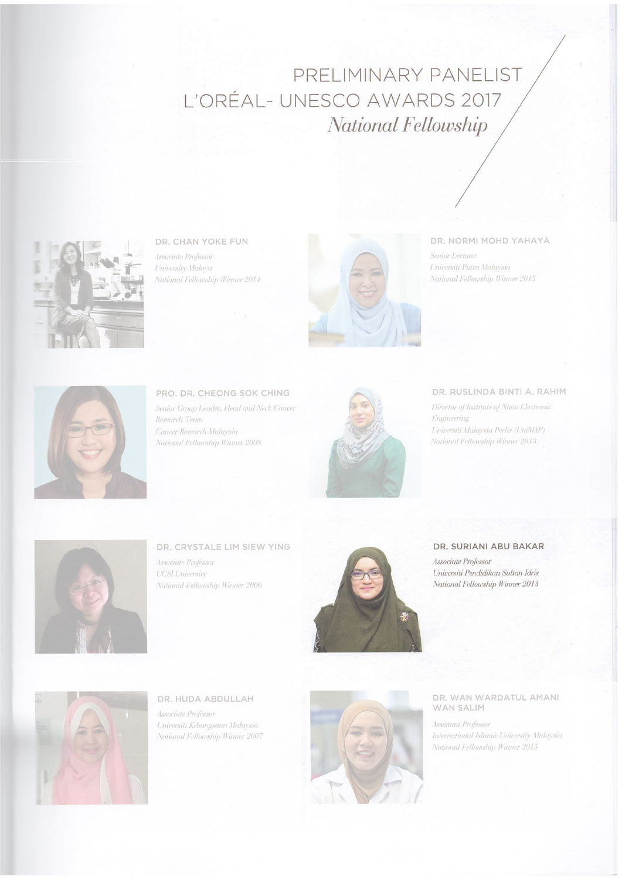# PRELIMINARY PANELIST L'ORÉAL- UNESCO AWARDS 2017

## *National Fellowship*

**DR. CHAN YOKE FUN**

*Associate Professor*
*University Malaya*
*National Fellowship Winner 2014*

**DR. NORMI MOHD YAHAYA**

*Senior Lecturer*
*Universiti Putra Malaysia*
*National Fellowship Winner 2015*

**PRO. DR. CHEONG SOK CHING**

*Senior Group Leader, Head and Neck Cancer Research Team*
*Cancer Research Malaysia*
*National Fellowship Winner 2008*

**DR. RUSLINDA BINTI A. RAHIM**

*Director of Institute of Nano Electronic Engineering*
*Universiti Malaysia Perlis (UniMAP)*
*National Fellowship Winner 2013*

**DR. CRYSTALE LIM SIEW YING**

*Associate Professor*
*UCSI University*
*National Fellowship Winner 2006*

**DR. SURIANI ABU BAKAR**

*Associate Professor*
*Universiti Pendidikan Sultan Idris*
*National Fellowship Winner 2013*

**DR. HUDA ABDULLAH**

*Associate Professor*
*Universiti Kebangsaan Malaysia*
*National Fellowship Winner 2007*

**DR. WAN WARDATUL AMANI WAN SALIM**

*Assistant Professor*
*International Islamic University Malaysia*
*National Fellowship Winner 2015*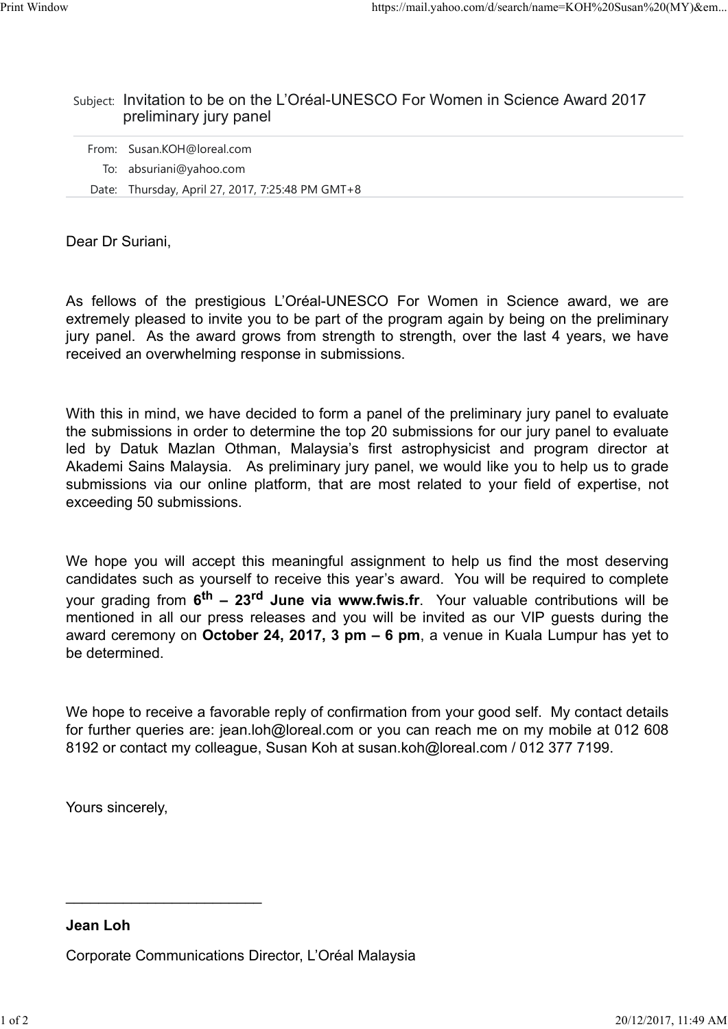Subject: Invitation to be on the L'Oréal-UNESCO For Women in Science Award 2017 preliminary jury panel

From: Susan.KOH@loreal.com

To: absuriani@yahoo.com

Date: Thursday, April 27, 2017, 7:25:48 PM GMT+8

Dear Dr Suriani,

As fellows of the prestigious L'Oréal-UNESCO For Women in Science award, we are extremely pleased to invite you to be part of the program again by being on the preliminary jury panel. As the award grows from strength to strength, over the last 4 years, we have received an overwhelming response in submissions.

With this in mind, we have decided to form a panel of the preliminary jury panel to evaluate the submissions in order to determine the top 20 submissions for our jury panel to evaluate led by Datuk Mazlan Othman, Malaysia's first astrophysicist and program director at Akademi Sains Malaysia. As preliminary jury panel, we would like you to help us to grade submissions via our online platform, that are most related to your field of expertise, not exceeding 50 submissions.

We hope you will accept this meaningful assignment to help us find the most deserving candidates such as yourself to receive this year's award. You will be required to complete your grading from **6th – 23rd June via www.fwis.fr**. Your valuable contributions will be mentioned in all our press releases and you will be invited as our VIP guests during the award ceremony on **October 24, 2017, 3 pm – 6 pm**, a venue in Kuala Lumpur has yet to be determined.

We hope to receive a favorable reply of confirmation from your good self. My contact details for further queries are: jean.loh@loreal.com or you can reach me on my mobile at 012 608 8192 or contact my colleague, Susan Koh at susan.koh@loreal.com / 012 377 7199.

Yours sincerely,

________________________

**Jean Loh**

Corporate Communications Director, L'Oréal Malaysia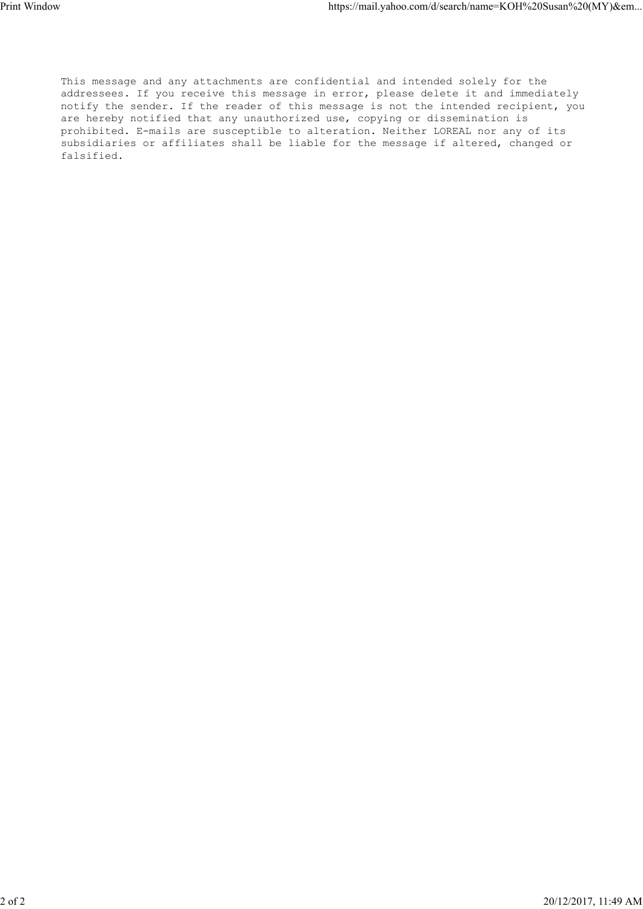This message and any attachments are confidential and intended solely for the addressees. If you receive this message in error, please delete it and immediately notify the sender. If the reader of this message is not the intended recipient, you are hereby notified that any unauthorized use, copying or dissemination is prohibited. E-mails are susceptible to alteration. Neither LOREAL nor any of its subsidiaries or affiliates shall be liable for the message if altered, changed or falsified.